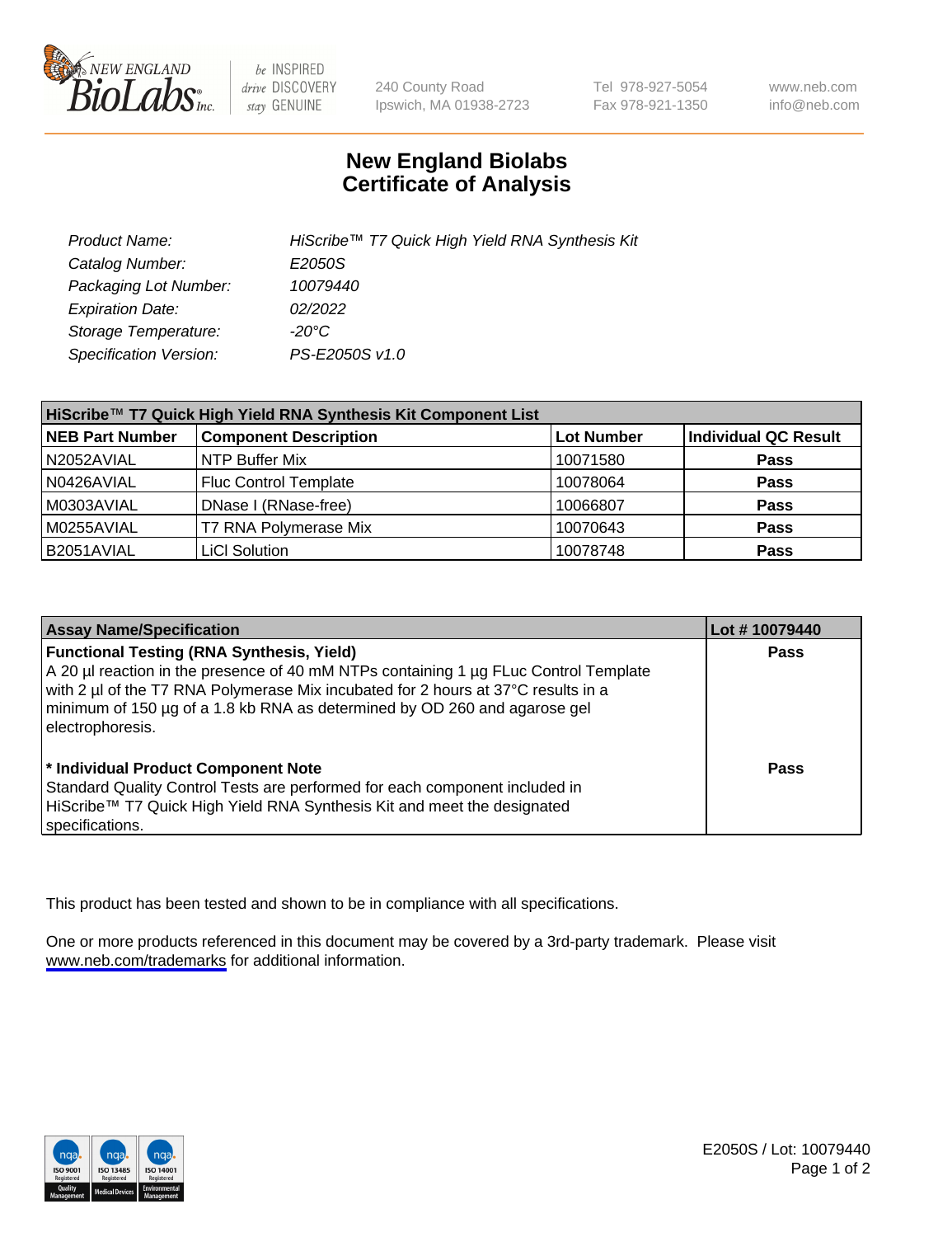# New England Biolabs Certificate of Analysis

| | |
|---|---|
| Product Name: | *HiScribe™ T7 Quick High Yield RNA Synthesis Kit* |
| Catalog Number: | *E2050S* |
| Packaging Lot Number: | *10079440* |
| Expiration Date: | *02/2022* |
| Storage Temperature: | *-20°C* |
| Specification Version: | *PS-E2050S v1.0* |

| HiScribe™ T7 Quick High Yield RNA Synthesis Kit Component List | | | |
|---|---|---|---|
| **NEB Part Number** | **Component Description** | **Lot Number** | **Individual QC Result** |
| N2052AVIAL | NTP Buffer Mix | 10071580 | **Pass** |
| N0426AVIAL | Fluc Control Template | 10078064 | **Pass** |
| M0303AVIAL | DNase I (RNase-free) | 10066807 | **Pass** |
| M0255AVIAL | T7 RNA Polymerase Mix | 10070643 | **Pass** |
| B2051AVIAL | LiCl Solution | 10078748 | **Pass** |

| Assay Name/Specification | Lot # 10079440 |
|---|---|
| **Functional Testing (RNA Synthesis, Yield)** A 20 µl reaction in the presence of 40 mM NTPs containing 1 µg FLuc Control Template with 2 µl of the T7 RNA Polymerase Mix incubated for 2 hours at 37°C results in a minimum of 150 µg of a 1.8 kb RNA as determined by OD 260 and agarose gel electrophoresis. | **Pass** |
| **\* Individual Product Component Note** Standard Quality Control Tests are performed for each component included in HiScribe™ T7 Quick High Yield RNA Synthesis Kit and meet the designated specifications. | **Pass** |

This product has been tested and shown to be in compliance with all specifications.

One or more products referenced in this document may be covered by a 3rd-party trademark. Please visit www.neb.com/trademarks for additional information.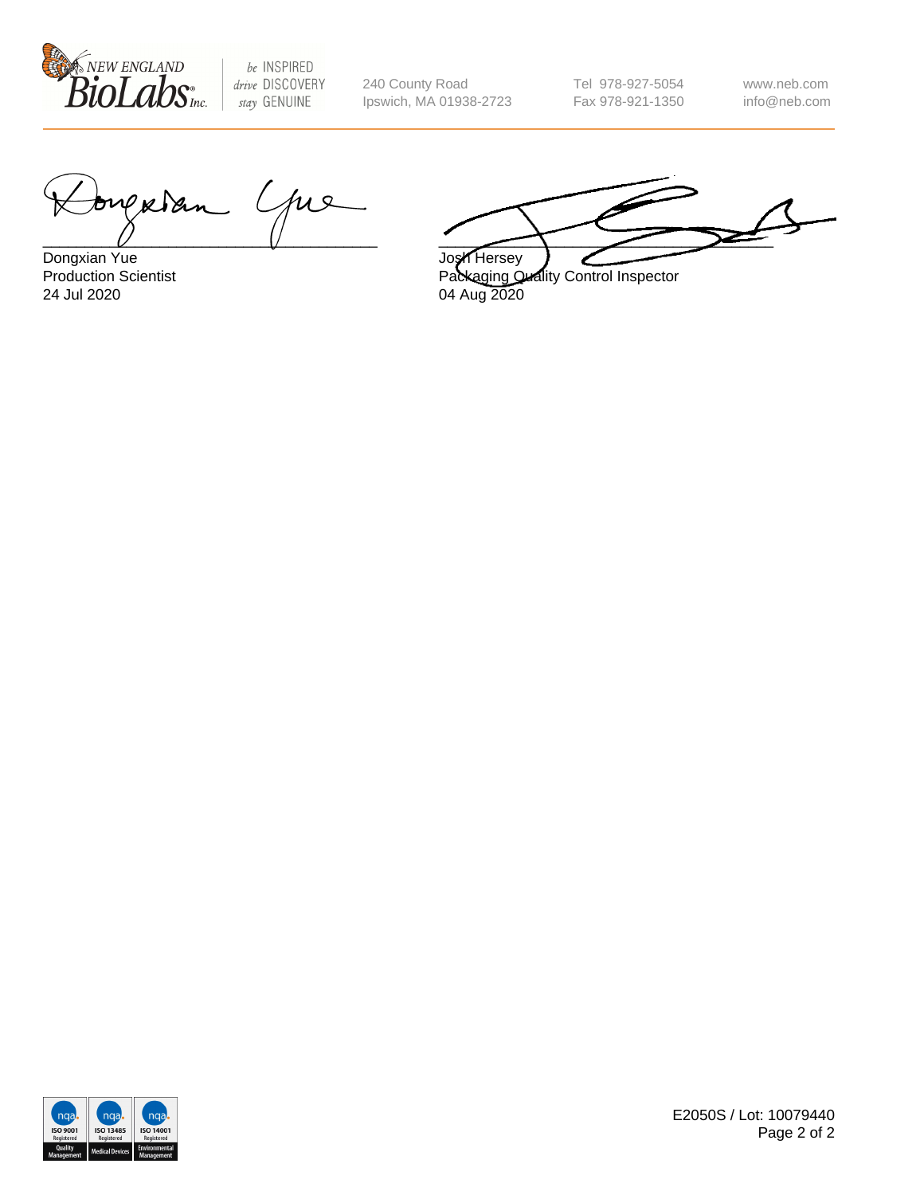Dongxian Yue
Production Scientist
24 Jul 2020

Josh Hersey
Packaging Quality Control Inspector
04 Aug 2020

E2050S / Lot: 10079440